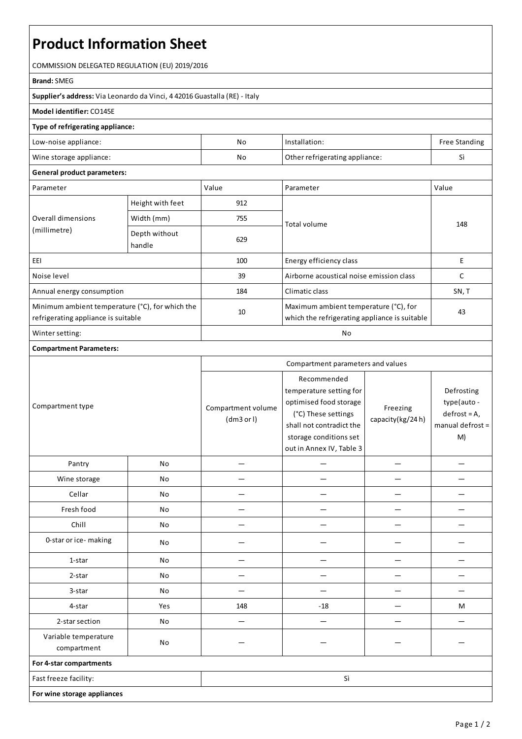# Product Information Sheet

COMMISSION DELEGATED REGULATION (EU) 2019/2016

**Brand:** SMEG

**Supplier's address:** Via Leonardo da Vinci, 4 42016 Guastalla (RE) - Italy

**Model identifier:** CO145E

**Type of refrigerating appliance:**

| | | | |
|---|---|---|---|
| Low-noise appliance: | No | Installation: | Free Standing |
| Wine storage appliance: | No | Other refrigerating appliance: | Sì |

**General product parameters:**

| Parameter | | Value | Parameter | Value |
|---|---|---|---|---|
| Overall dimensions (millimetre) | Height with feet | 912 | Total volume | 148 |
| | Width (mm) | 755 | | |
| | Depth without handle | 629 | | |
| EEI | | 100 | Energy efficiency class | E |
| Noise level | | 39 | Airborne acoustical noise emission class | C |
| Annual energy consumption | | 184 | Climatic class | SN, T |
| Minimum ambient temperature (°C), for which the refrigerating appliance is suitable | | 10 | Maximum ambient temperature (°C), for which the refrigerating appliance is suitable | 43 |
| Winter setting: | | No | | |

**Compartment Parameters:**

| Compartment type | | Compartment parameters and values | | | |
|---|---|---|---|---|---|
| | | Compartment volume (dm3 or l) | Recommended temperature setting for optimised food storage (°C) These settings shall not contradict the storage conditions set out in Annex IV, Table 3 | Freezing capacity(kg/24 h) | Defrosting type(auto - defrost = A, manual defrost = M) |
| Pantry | No | — | — | — | — |
| Wine storage | No | — | — | — | — |
| Cellar | No | — | — | — | — |
| Fresh food | No | — | — | — | — |
| Chill | No | — | — | — | — |
| 0-star or ice- making | No | — | — | — | — |
| 1-star | No | — | — | — | — |
| 2-star | No | — | — | — | — |
| 3-star | No | — | — | — | — |
| 4-star | Yes | 148 | -18 | — | M |
| 2-star section | No | — | — | — | — |
| Variable temperature compartment | No | — | — | — | — |

**For 4-star compartments**

| | |
|---|---|
| Fast freeze facility: | Sì |

**For wine storage appliances**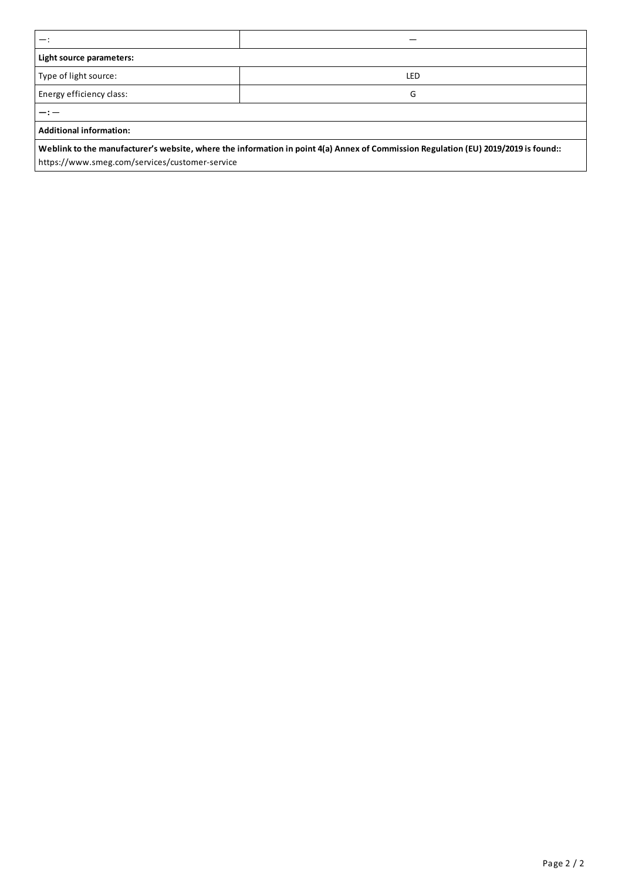| | |
|---|---|
| —: | — |
| **Light source parameters:** | |
| Type of light source: | LED |
| Energy efficiency class: | G |
| **—: —** | |
| **Additional information:** | |
| **Weblink to the manufacturer's website, where the information in point 4(a) Annex of Commission Regulation (EU) 2019/2019 is found::** https://www.smeg.com/services/customer-service | |